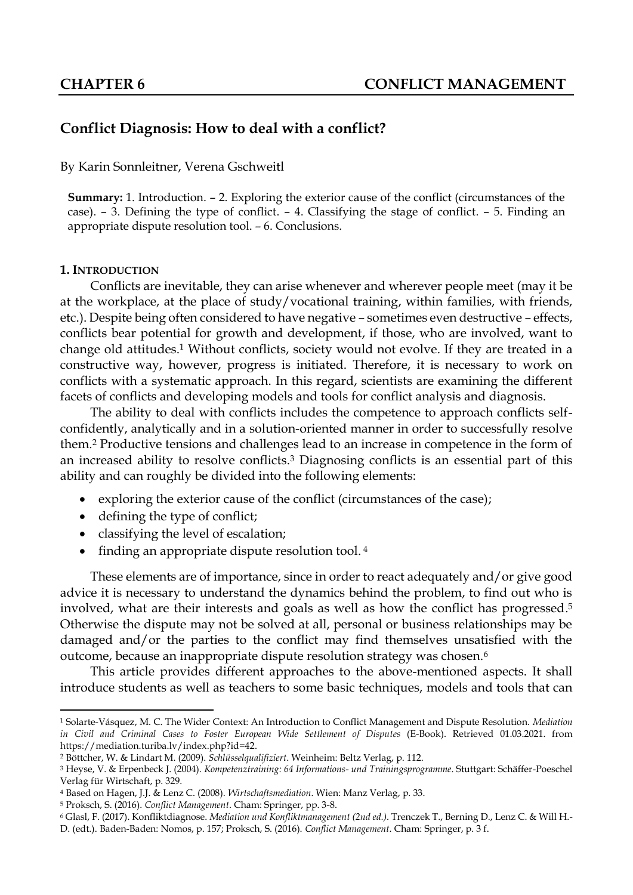# CHAPTER 6 CONFLICT MANAGEMENT

## Conflict Diagnosis: How to deal with a conflict?

By Karin Sonnleitner, Verena Gschweitl

**Summary:** 1. Introduction. – 2. Exploring the exterior cause of the conflict (circumstances of the case). – 3. Defining the type of conflict. – 4. Classifying the stage of conflict. – 5. Finding an appropriate dispute resolution tool. – 6. Conclusions.

### 1. Introduction

Conflicts are inevitable, they can arise whenever and wherever people meet (may it be at the workplace, at the place of study/vocational training, within families, with friends, etc.). Despite being often considered to have negative – sometimes even destructive – effects, conflicts bear potential for growth and development, if those, who are involved, want to change old attitudes.[1] Without conflicts, society would not evolve. If they are treated in a constructive way, however, progress is initiated. Therefore, it is necessary to work on conflicts with a systematic approach. In this regard, scientists are examining the different facets of conflicts and developing models and tools for conflict analysis and diagnosis.

The ability to deal with conflicts includes the competence to approach conflicts self-confidently, analytically and in a solution-oriented manner in order to successfully resolve them.[2] Productive tensions and challenges lead to an increase in competence in the form of an increased ability to resolve conflicts.[3] Diagnosing conflicts is an essential part of this ability and can roughly be divided into the following elements:

- exploring the exterior cause of the conflict (circumstances of the case);
- defining the type of conflict;
- classifying the level of escalation;
- finding an appropriate dispute resolution tool. [4]

These elements are of importance, since in order to react adequately and/or give good advice it is necessary to understand the dynamics behind the problem, to find out who is involved, what are their interests and goals as well as how the conflict has progressed.[5] Otherwise the dispute may not be solved at all, personal or business relationships may be damaged and/or the parties to the conflict may find themselves unsatisfied with the outcome, because an inappropriate dispute resolution strategy was chosen.[6]

This article provides different approaches to the above-mentioned aspects. It shall introduce students as well as teachers to some basic techniques, models and tools that can

---

[1] Solarte-Vásquez, M. C. The Wider Context: An Introduction to Conflict Management and Dispute Resolution. *Mediation in Civil and Criminal Cases to Foster European Wide Settlement of Disputes* (E-Book). Retrieved 01.03.2021. from https://mediation.turiba.lv/index.php?id=42.

[2] Böttcher, W. & Lindart M. (2009). *Schlüsselqualifiziert*. Weinheim: Beltz Verlag, p. 112.

[3] Heyse, V. & Erpenbeck J. (2004). *Kompetenztraining: 64 Informations- und Trainingsprogramme*. Stuttgart: Schäffer-Poeschel Verlag für Wirtschaft, p. 329.

[4] Based on Hagen, J.J. & Lenz C. (2008). *Wirtschaftsmediation*. Wien: Manz Verlag, p. 33.

[5] Proksch, S. (2016). *Conflict Management*. Cham: Springer, pp. 3-8.

[6] Glasl, F. (2017). Konfliktdiagnose. *Mediation und Konfliktmanagement (2nd ed.)*. Trenczek T., Berning D., Lenz C. & Will H.-D. (edt.). Baden-Baden: Nomos, p. 157; Proksch, S. (2016). *Conflict Management*. Cham: Springer, p. 3 f.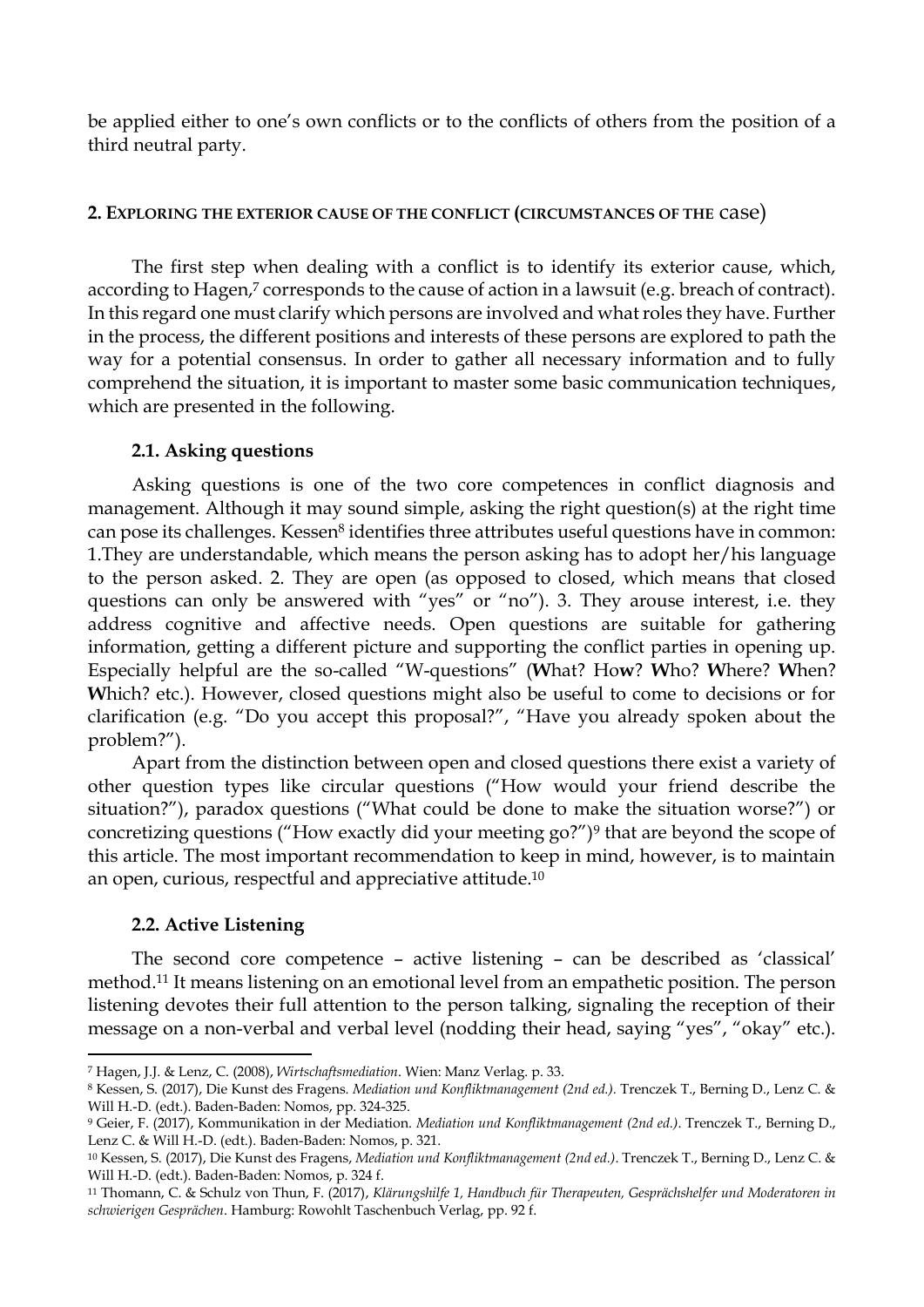be applied either to one's own conflicts or to the conflicts of others from the position of a third neutral party.

## 2. Exploring the exterior cause of the conflict (circumstances of the case)

The first step when dealing with a conflict is to identify its exterior cause, which, according to Hagen,[7] corresponds to the cause of action in a lawsuit (e.g. breach of contract). In this regard one must clarify which persons are involved and what roles they have. Further in the process, the different positions and interests of these persons are explored to path the way for a potential consensus. In order to gather all necessary information and to fully comprehend the situation, it is important to master some basic communication techniques, which are presented in the following.

### 2.1. Asking questions

Asking questions is one of the two core competences in conflict diagnosis and management. Although it may sound simple, asking the right question(s) at the right time can pose its challenges. Kessen[8] identifies three attributes useful questions have in common: 1.They are understandable, which means the person asking has to adopt her/his language to the person asked. 2. They are open (as opposed to closed, which means that closed questions can only be answered with "yes" or "no"). 3. They arouse interest, i.e. they address cognitive and affective needs. Open questions are suitable for gathering information, getting a different picture and supporting the conflict parties in opening up. Especially helpful are the so-called "W-questions" (**W**hat? Ho**w**? **W**ho? **W**here? **W**hen? **W**hich? etc.). However, closed questions might also be useful to come to decisions or for clarification (e.g. "Do you accept this proposal?", "Have you already spoken about the problem?").

Apart from the distinction between open and closed questions there exist a variety of other question types like circular questions ("How would your friend describe the situation?"), paradox questions ("What could be done to make the situation worse?") or concretizing questions ("How exactly did your meeting go?")[9] that are beyond the scope of this article. The most important recommendation to keep in mind, however, is to maintain an open, curious, respectful and appreciative attitude.[10]

### 2.2. Active Listening

The second core competence – active listening – can be described as 'classical' method.[11] It means listening on an emotional level from an empathetic position. The person listening devotes their full attention to the person talking, signaling the reception of their message on a non-verbal and verbal level (nodding their head, saying "yes", "okay" etc.).

---

[7] Hagen, J.J. & Lenz, C. (2008), *Wirtschaftsmediation*. Wien: Manz Verlag. p. 33.

[8] Kessen, S. (2017), Die Kunst des Fragens. *Mediation und Konfliktmanagement (2nd ed.).* Trenczek T., Berning D., Lenz C. & Will H.-D. (edt.). Baden-Baden: Nomos, pp. 324-325.

[9] Geier, F. (2017), Kommunikation in der Mediation. *Mediation und Konfliktmanagement (2nd ed.)*. Trenczek T., Berning D., Lenz C. & Will H.-D. (edt.). Baden-Baden: Nomos, p. 321.

[10] Kessen, S. (2017), Die Kunst des Fragens, *Mediation und Konfliktmanagement (2nd ed.)*. Trenczek T., Berning D., Lenz C. & Will H.-D. (edt.). Baden-Baden: Nomos, p. 324 f.

[11] Thomann, C. & Schulz von Thun, F. (2017), *Klärungshilfe 1, Handbuch für Therapeuten, Gesprächshelfer und Moderatoren in schwierigen Gesprächen*. Hamburg: Rowohlt Taschenbuch Verlag, pp. 92 f.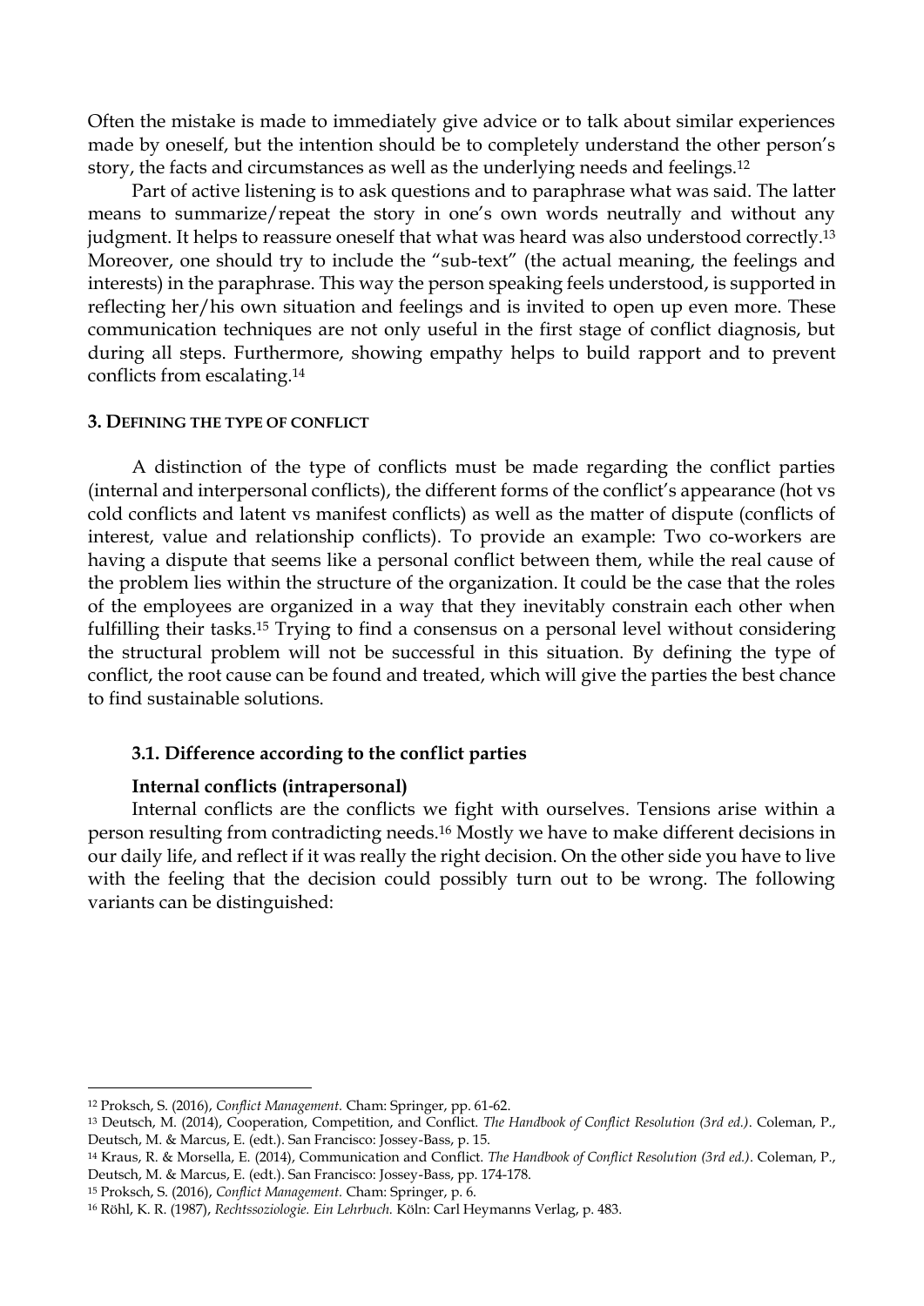Often the mistake is made to immediately give advice or to talk about similar experiences made by oneself, but the intention should be to completely understand the other person's story, the facts and circumstances as well as the underlying needs and feelings.[12]

Part of active listening is to ask questions and to paraphrase what was said. The latter means to summarize/repeat the story in one's own words neutrally and without any judgment. It helps to reassure oneself that what was heard was also understood correctly.[13] Moreover, one should try to include the "sub-text" (the actual meaning, the feelings and interests) in the paraphrase. This way the person speaking feels understood, is supported in reflecting her/his own situation and feelings and is invited to open up even more. These communication techniques are not only useful in the first stage of conflict diagnosis, but during all steps. Furthermore, showing empathy helps to build rapport and to prevent conflicts from escalating.[14]

## 3. Defining the type of conflict

A distinction of the type of conflicts must be made regarding the conflict parties (internal and interpersonal conflicts), the different forms of the conflict's appearance (hot vs cold conflicts and latent vs manifest conflicts) as well as the matter of dispute (conflicts of interest, value and relationship conflicts). To provide an example: Two co-workers are having a dispute that seems like a personal conflict between them, while the real cause of the problem lies within the structure of the organization. It could be the case that the roles of the employees are organized in a way that they inevitably constrain each other when fulfilling their tasks.[15] Trying to find a consensus on a personal level without considering the structural problem will not be successful in this situation. By defining the type of conflict, the root cause can be found and treated, which will give the parties the best chance to find sustainable solutions.

### 3.1. Difference according to the conflict parties

**Internal conflicts (intrapersonal)**

Internal conflicts are the conflicts we fight with ourselves. Tensions arise within a person resulting from contradicting needs.[16] Mostly we have to make different decisions in our daily life, and reflect if it was really the right decision. On the other side you have to live with the feeling that the decision could possibly turn out to be wrong. The following variants can be distinguished:

---

[12] Proksch, S. (2016), *Conflict Management.* Cham: Springer, pp. 61-62.

[13] Deutsch, M. (2014), Cooperation, Competition, and Conflict. *The Handbook of Conflict Resolution (3rd ed.)*. Coleman, P., Deutsch, M. & Marcus, E. (edt.). San Francisco: Jossey-Bass, p. 15.

[14] Kraus, R. & Morsella, E. (2014), Communication and Conflict. *The Handbook of Conflict Resolution (3rd ed.)*. Coleman, P., Deutsch, M. & Marcus, E. (edt.). San Francisco: Jossey-Bass, pp. 174-178.

[15] Proksch, S. (2016), *Conflict Management.* Cham: Springer, p. 6.

[16] Röhl, K. R. (1987), *Rechtssoziologie. Ein Lehrbuch.* Köln: Carl Heymanns Verlag, p. 483.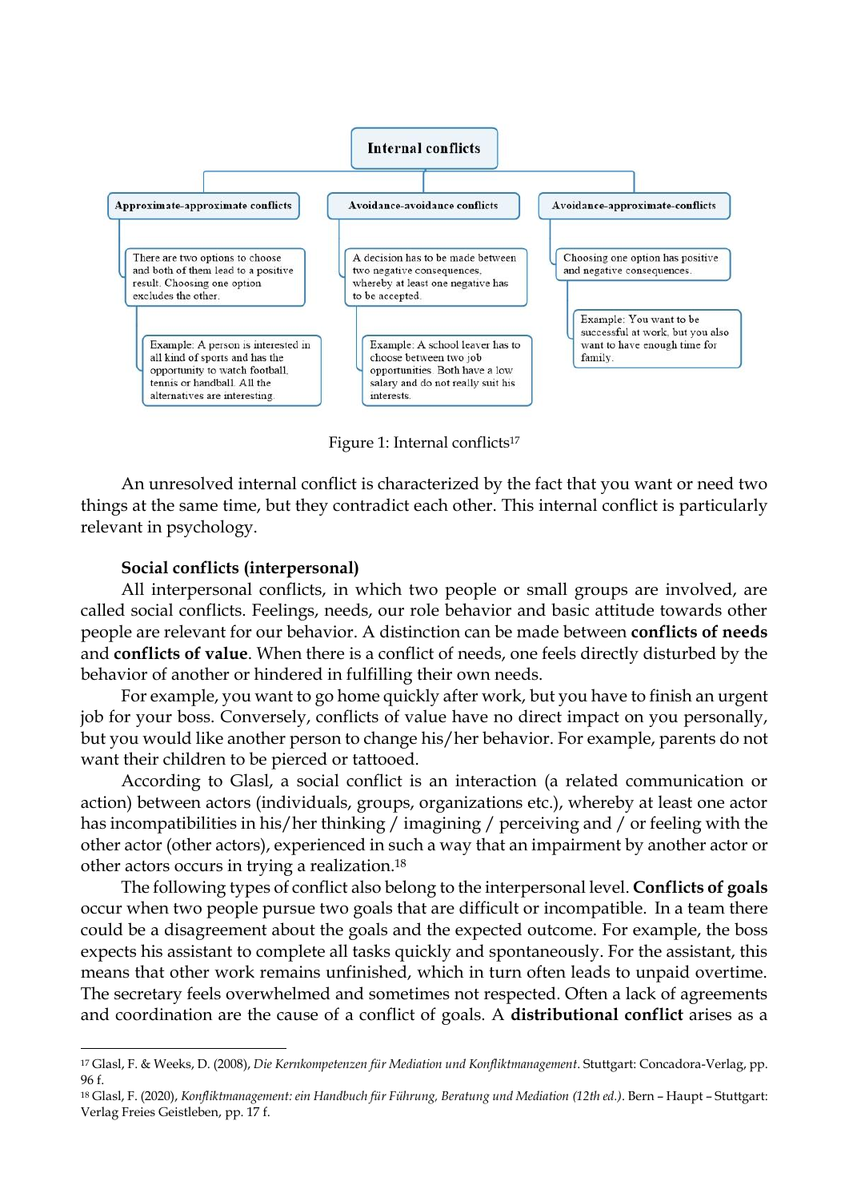Internal conflicts

- **Approximate-approximate conflicts**
  - There are two options to choose and both of them lead to a positive result. Choosing one option excludes the other.
    - Example: A person is interested in all kind of sports and has the opportunity to watch football, tennis or handball. All the alternatives are interesting.
- **Avoidance-avoidance conflicts**
  - A decision has to be made between two negative consequences, whereby at least one negative has to be accepted.
    - Example: A school leaver has to choose between two job opportunities. Both have a low salary and do not really suit his interests.
- **Avoidance-approximate-conflicts**
  - Choosing one option has positive and negative consequences.
    - Example: You want to be successful at work, but you also want to have enough time for family.

Figure 1: Internal conflicts[17]

An unresolved internal conflict is characterized by the fact that you want or need two things at the same time, but they contradict each other. This internal conflict is particularly relevant in psychology.

**Social conflicts (interpersonal)**

All interpersonal conflicts, in which two people or small groups are involved, are called social conflicts. Feelings, needs, our role behavior and basic attitude towards other people are relevant for our behavior. A distinction can be made between **conflicts of needs** and **conflicts of value**. When there is a conflict of needs, one feels directly disturbed by the behavior of another or hindered in fulfilling their own needs.

For example, you want to go home quickly after work, but you have to finish an urgent job for your boss. Conversely, conflicts of value have no direct impact on you personally, but you would like another person to change his/her behavior. For example, parents do not want their children to be pierced or tattooed.

According to Glasl, a social conflict is an interaction (a related communication or action) between actors (individuals, groups, organizations etc.), whereby at least one actor has incompatibilities in his/her thinking / imagining / perceiving and / or feeling with the other actor (other actors), experienced in such a way that an impairment by another actor or other actors occurs in trying a realization.[18]

The following types of conflict also belong to the interpersonal level. **Conflicts of goals** occur when two people pursue two goals that are difficult or incompatible. In a team there could be a disagreement about the goals and the expected outcome. For example, the boss expects his assistant to complete all tasks quickly and spontaneously. For the assistant, this means that other work remains unfinished, which in turn often leads to unpaid overtime. The secretary feels overwhelmed and sometimes not respected. Often a lack of agreements and coordination are the cause of a conflict of goals. A **distributional conflict** arises as a

---

[17] Glasl, F. & Weeks, D. (2008), *Die Kernkompetenzen für Mediation und Konfliktmanagement*. Stuttgart: Concadora-Verlag, pp. 96 f.

[18] Glasl, F. (2020), *Konfliktmanagement: ein Handbuch für Führung, Beratung und Mediation (12th ed.)*. Bern – Haupt – Stuttgart: Verlag Freies Geistleben, pp. 17 f.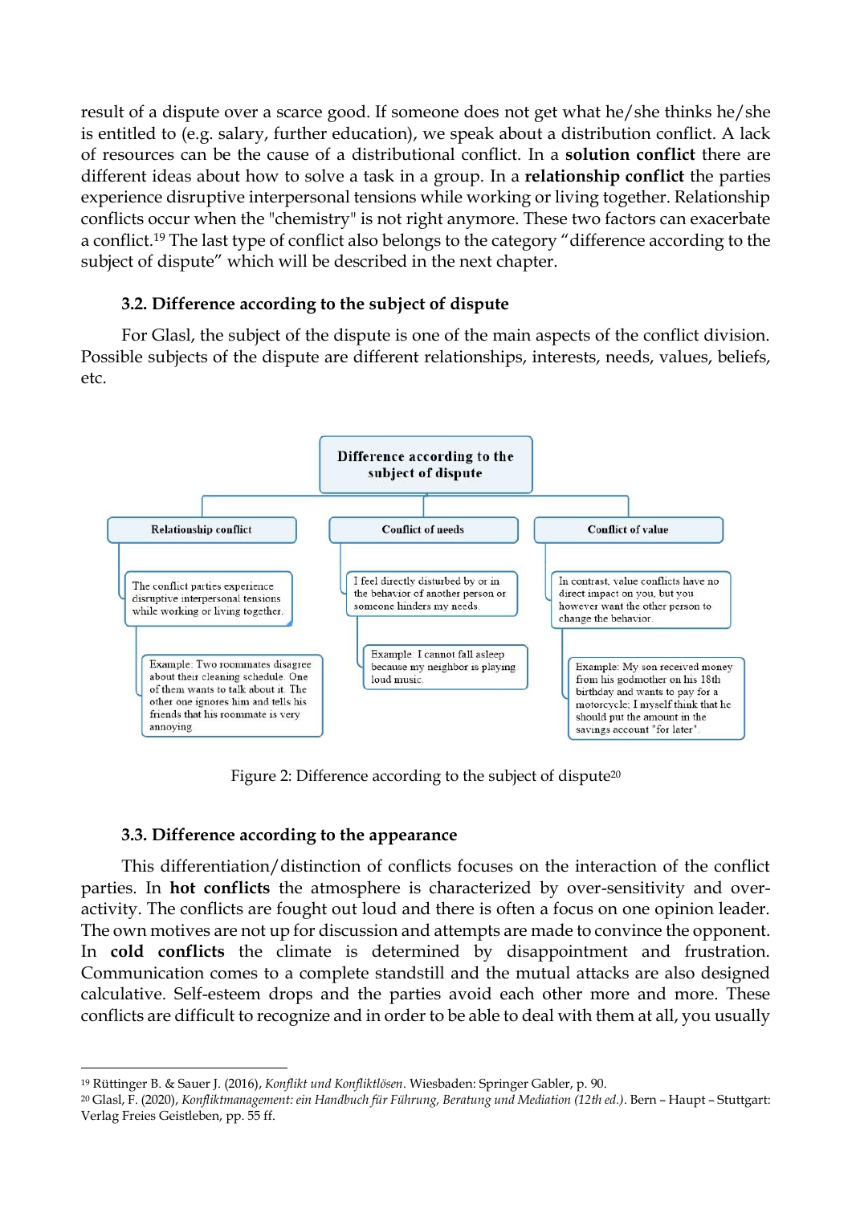result of a dispute over a scarce good. If someone does not get what he/she thinks he/she is entitled to (e.g. salary, further education), we speak about a distribution conflict. A lack of resources can be the cause of a distributional conflict. In a **solution conflict** there are different ideas about how to solve a task in a group. In a **relationship conflict** the parties experience disruptive interpersonal tensions while working or living together. Relationship conflicts occur when the "chemistry" is not right anymore. These two factors can exacerbate a conflict.[19] The last type of conflict also belongs to the category "difference according to the subject of dispute" which will be described in the next chapter.

### 3.2. Difference according to the subject of dispute

For Glasl, the subject of the dispute is one of the main aspects of the conflict division. Possible subjects of the dispute are different relationships, interests, needs, values, beliefs, etc.

**Difference according to the subject of dispute**

- **Relationship conflict**
  - The conflict parties experience disruptive interpersonal tensions while working or living together.
    - Example: Two roommates disagree about their cleaning schedule. One of them wants to talk about it. The other one ignores him and tells his friends that his roommate is very annoying.
- **Conflict of needs**
  - I feel directly disturbed by or in the behavior of another person or someone hinders my needs.
    - Example: I cannot fall asleep because my neighbor is playing loud music.
- **Conflict of value**
  - In contrast, value conflicts have no direct impact on you, but you however want the other person to change the behavior.
    - Example: My son received money from his godmother on his 18th birthday and wants to pay for a motorcycle; I myself think that he should put the amount in the savings account "for later".

Figure 2: Difference according to the subject of dispute[20]

### 3.3. Difference according to the appearance

This differentiation/distinction of conflicts focuses on the interaction of the conflict parties. In **hot conflicts** the atmosphere is characterized by over-sensitivity and over-activity. The conflicts are fought out loud and there is often a focus on one opinion leader. The own motives are not up for discussion and attempts are made to convince the opponent. In **cold conflicts** the climate is determined by disappointment and frustration. Communication comes to a complete standstill and the mutual attacks are also designed calculative. Self-esteem drops and the parties avoid each other more and more. These conflicts are difficult to recognize and in order to be able to deal with them at all, you usually

---

[19] Rüttinger B. & Sauer J. (2016), *Konflikt und Konfliktlösen*. Wiesbaden: Springer Gabler, p. 90.

[20] Glasl, F. (2020), *Konfliktmanagement: ein Handbuch für Führung, Beratung und Mediation (12th ed.)*. Bern – Haupt – Stuttgart: Verlag Freies Geistleben, pp. 55 ff.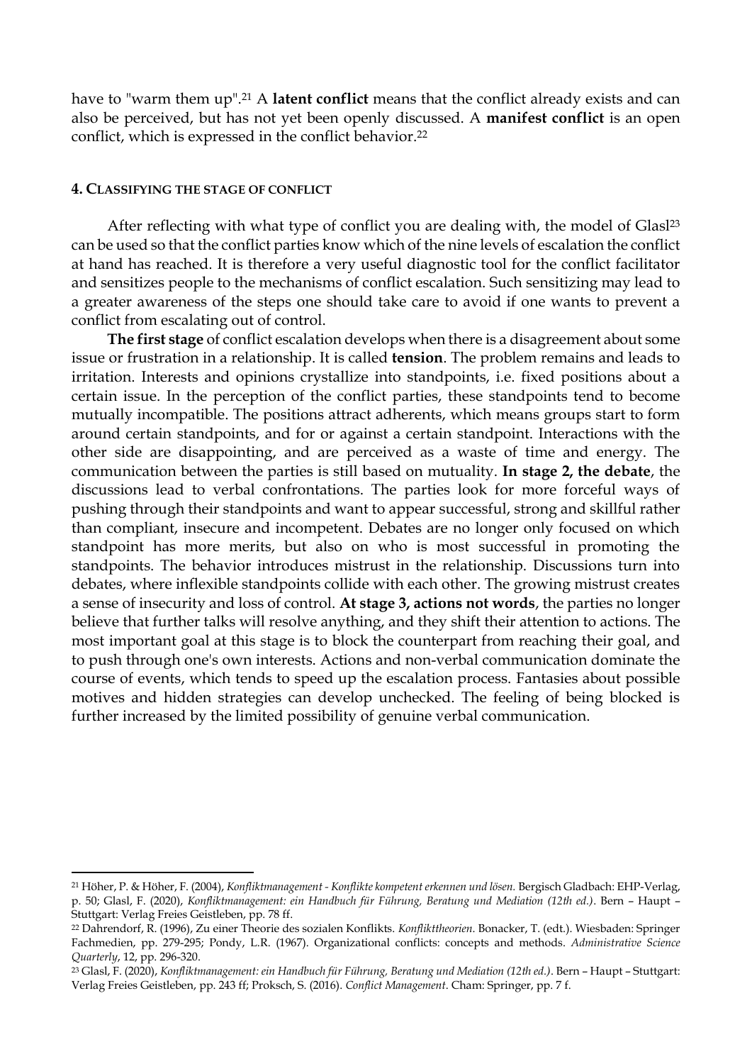have to "warm them up".[21] A **latent conflict** means that the conflict already exists and can also be perceived, but has not yet been openly discussed. A **manifest conflict** is an open conflict, which is expressed in the conflict behavior.[22]

#### 4. CLASSIFYING THE STAGE OF CONFLICT

After reflecting with what type of conflict you are dealing with, the model of Glasl[23] can be used so that the conflict parties know which of the nine levels of escalation the conflict at hand has reached. It is therefore a very useful diagnostic tool for the conflict facilitator and sensitizes people to the mechanisms of conflict escalation. Such sensitizing may lead to a greater awareness of the steps one should take care to avoid if one wants to prevent a conflict from escalating out of control.

**The first stage** of conflict escalation develops when there is a disagreement about some issue or frustration in a relationship. It is called **tension**. The problem remains and leads to irritation. Interests and opinions crystallize into standpoints, i.e. fixed positions about a certain issue. In the perception of the conflict parties, these standpoints tend to become mutually incompatible. The positions attract adherents, which means groups start to form around certain standpoints, and for or against a certain standpoint. Interactions with the other side are disappointing, and are perceived as a waste of time and energy. The communication between the parties is still based on mutuality. **In stage 2, the debate**, the discussions lead to verbal confrontations. The parties look for more forceful ways of pushing through their standpoints and want to appear successful, strong and skillful rather than compliant, insecure and incompetent. Debates are no longer only focused on which standpoint has more merits, but also on who is most successful in promoting the standpoints. The behavior introduces mistrust in the relationship. Discussions turn into debates, where inflexible standpoints collide with each other. The growing mistrust creates a sense of insecurity and loss of control. **At stage 3, actions not words**, the parties no longer believe that further talks will resolve anything, and they shift their attention to actions. The most important goal at this stage is to block the counterpart from reaching their goal, and to push through one's own interests. Actions and non-verbal communication dominate the course of events, which tends to speed up the escalation process. Fantasies about possible motives and hidden strategies can develop unchecked. The feeling of being blocked is further increased by the limited possibility of genuine verbal communication.

---

[21] Höher, P. & Höher, F. (2004), *Konfliktmanagement - Konflikte kompetent erkennen und lösen.* Bergisch Gladbach: EHP-Verlag, p. 50; Glasl, F. (2020), *Konfliktmanagement: ein Handbuch für Führung, Beratung und Mediation (12th ed.)*. Bern – Haupt – Stuttgart: Verlag Freies Geistleben, pp. 78 ff.

[22] Dahrendorf, R. (1996), Zu einer Theorie des sozialen Konflikts. *Konflikttheorien*. Bonacker, T. (edt.). Wiesbaden: Springer Fachmedien, pp. 279-295; Pondy, L.R. (1967). Organizational conflicts: concepts and methods. *Administrative Science Quarterly*, 12, pp. 296-320.

[23] Glasl, F. (2020), *Konfliktmanagement: ein Handbuch für Führung, Beratung und Mediation (12th ed.)*. Bern – Haupt – Stuttgart: Verlag Freies Geistleben, pp. 243 ff; Proksch, S. (2016). *Conflict Management*. Cham: Springer, pp. 7 f.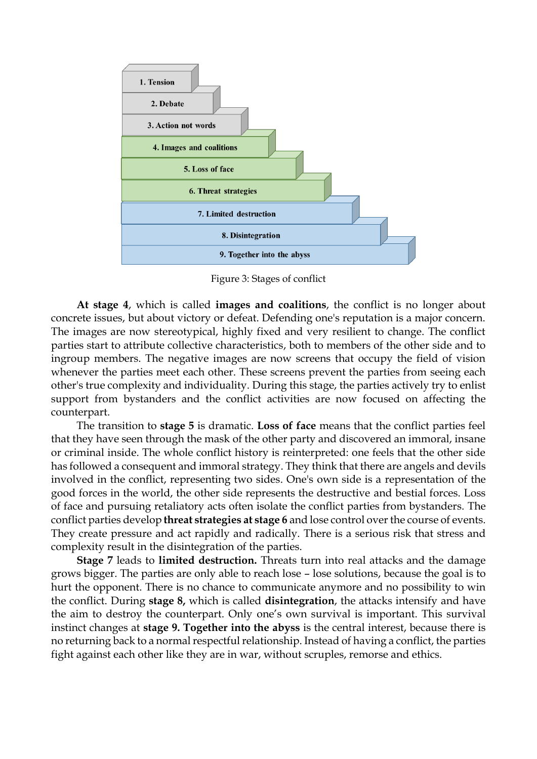1. Tension
2. Debate
3. Action not words
4. Images and coalitions
5. Loss of face
6. Threat strategies
7. Limited destruction
8. Disintegration
9. Together into the abyss

Figure 3: Stages of conflict

**At stage 4**, which is called **images and coalitions**, the conflict is no longer about concrete issues, but about victory or defeat. Defending one's reputation is a major concern. The images are now stereotypical, highly fixed and very resilient to change. The conflict parties start to attribute collective characteristics, both to members of the other side and to ingroup members. The negative images are now screens that occupy the field of vision whenever the parties meet each other. These screens prevent the parties from seeing each other's true complexity and individuality. During this stage, the parties actively try to enlist support from bystanders and the conflict activities are now focused on affecting the counterpart.

The transition to **stage 5** is dramatic. **Loss of face** means that the conflict parties feel that they have seen through the mask of the other party and discovered an immoral, insane or criminal inside. The whole conflict history is reinterpreted: one feels that the other side has followed a consequent and immoral strategy. They think that there are angels and devils involved in the conflict, representing two sides. One's own side is a representation of the good forces in the world, the other side represents the destructive and bestial forces. Loss of face and pursuing retaliatory acts often isolate the conflict parties from bystanders. The conflict parties develop **threat strategies at stage 6** and lose control over the course of events. They create pressure and act rapidly and radically. There is a serious risk that stress and complexity result in the disintegration of the parties.

**Stage 7** leads to **limited destruction.** Threats turn into real attacks and the damage grows bigger. The parties are only able to reach lose – lose solutions, because the goal is to hurt the opponent. There is no chance to communicate anymore and no possibility to win the conflict. During **stage 8,** which is called **disintegration**, the attacks intensify and have the aim to destroy the counterpart. Only one's own survival is important. This survival instinct changes at **stage 9. Together into the abyss** is the central interest, because there is no returning back to a normal respectful relationship. Instead of having a conflict, the parties fight against each other like they are in war, without scruples, remorse and ethics.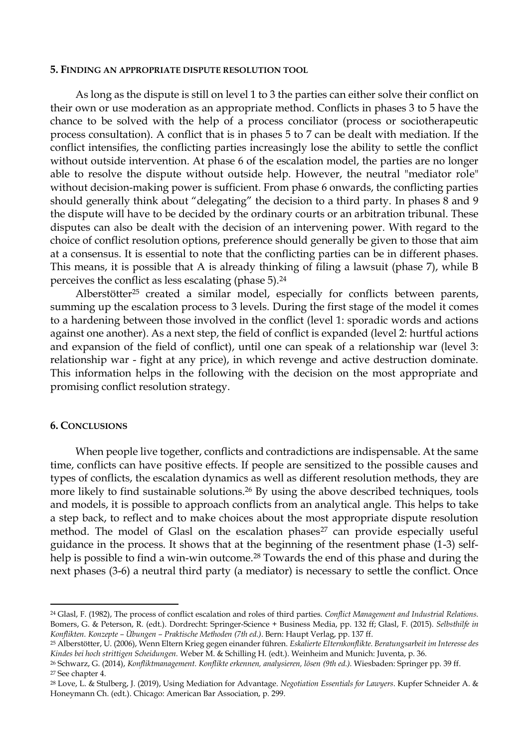## 5. Finding an appropriate dispute resolution tool

As long as the dispute is still on level 1 to 3 the parties can either solve their conflict on their own or use moderation as an appropriate method. Conflicts in phases 3 to 5 have the chance to be solved with the help of a process conciliator (process or sociotherapeutic process consultation). A conflict that is in phases 5 to 7 can be dealt with mediation. If the conflict intensifies, the conflicting parties increasingly lose the ability to settle the conflict without outside intervention. At phase 6 of the escalation model, the parties are no longer able to resolve the dispute without outside help. However, the neutral "mediator role" without decision-making power is sufficient. From phase 6 onwards, the conflicting parties should generally think about "delegating" the decision to a third party. In phases 8 and 9 the dispute will have to be decided by the ordinary courts or an arbitration tribunal. These disputes can also be dealt with the decision of an intervening power. With regard to the choice of conflict resolution options, preference should generally be given to those that aim at a consensus. It is essential to note that the conflicting parties can be in different phases. This means, it is possible that A is already thinking of filing a lawsuit (phase 7), while B perceives the conflict as less escalating (phase 5).[24]

Alberstötter[25] created a similar model, especially for conflicts between parents, summing up the escalation process to 3 levels. During the first stage of the model it comes to a hardening between those involved in the conflict (level 1: sporadic words and actions against one another). As a next step, the field of conflict is expanded (level 2: hurtful actions and expansion of the field of conflict), until one can speak of a relationship war (level 3: relationship war - fight at any price), in which revenge and active destruction dominate. This information helps in the following with the decision on the most appropriate and promising conflict resolution strategy.

## 6. Conclusions

When people live together, conflicts and contradictions are indispensable. At the same time, conflicts can have positive effects. If people are sensitized to the possible causes and types of conflicts, the escalation dynamics as well as different resolution methods, they are more likely to find sustainable solutions.[26] By using the above described techniques, tools and models, it is possible to approach conflicts from an analytical angle. This helps to take a step back, to reflect and to make choices about the most appropriate dispute resolution method. The model of Glasl on the escalation phases[27] can provide especially useful guidance in the process. It shows that at the beginning of the resentment phase (1-3) self-help is possible to find a win-win outcome.[28] Towards the end of this phase and during the next phases (3-6) a neutral third party (a mediator) is necessary to settle the conflict. Once

---

[24] Glasl, F. (1982), The process of conflict escalation and roles of third parties. *Conflict Management and Industrial Relations.* Bomers, G. & Peterson, R. (edt.). Dordrecht: Springer-Science + Business Media, pp. 132 ff; Glasl, F. (2015). *Selbsthilfe in Konflikten. Konzepte – Übungen – Praktische Methoden (7th ed.)*. Bern: Haupt Verlag, pp. 137 ff.

[25] Alberstötter, U. (2006), Wenn Eltern Krieg gegen einander führen. *Eskalierte Elternkonflikte. Beratungsarbeit im Interesse des Kindes bei hoch strittigen Scheidungen.* Weber M. & Schilling H. (edt.). Weinheim and Munich: Juventa, p. 36.

[26] Schwarz, G. (2014), *Konfliktmanagement. Konflikte erkennen, analysieren, lösen (9th ed.).* Wiesbaden: Springer pp. 39 ff.

[27] See chapter 4.

[28] Love, L. & Stulberg, J. (2019), Using Mediation for Advantage. *Negotiation Essentials for Lawyers*. Kupfer Schneider A. & Honeymann Ch. (edt.). Chicago: American Bar Association, p. 299.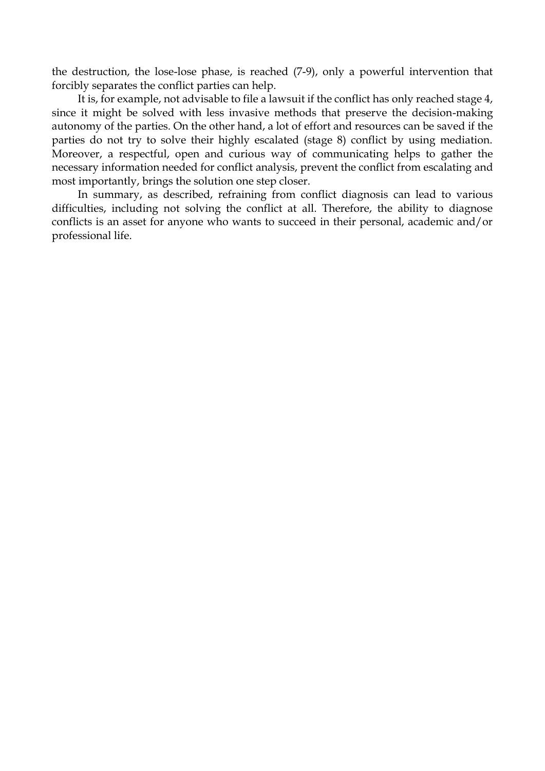the destruction, the lose-lose phase, is reached (7-9), only a powerful intervention that forcibly separates the conflict parties can help.

It is, for example, not advisable to file a lawsuit if the conflict has only reached stage 4, since it might be solved with less invasive methods that preserve the decision-making autonomy of the parties. On the other hand, a lot of effort and resources can be saved if the parties do not try to solve their highly escalated (stage 8) conflict by using mediation. Moreover, a respectful, open and curious way of communicating helps to gather the necessary information needed for conflict analysis, prevent the conflict from escalating and most importantly, brings the solution one step closer.

In summary, as described, refraining from conflict diagnosis can lead to various difficulties, including not solving the conflict at all. Therefore, the ability to diagnose conflicts is an asset for anyone who wants to succeed in their personal, academic and/or professional life.